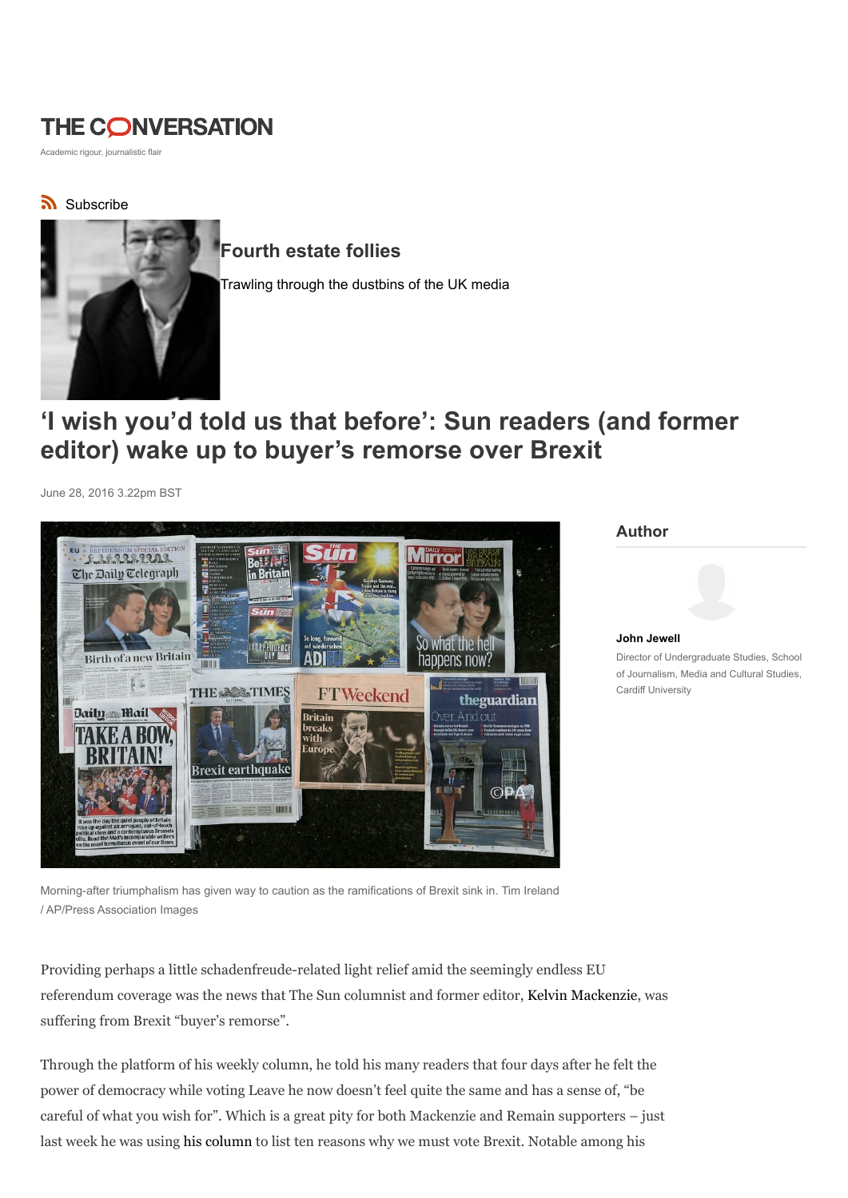# THE CONVERSATION

Academic rigour, journalistic flair

Subscribe

## Fourth estate follies

Trawling through the dustbins of the UK media

# ‘I wish you’d told us that before’: Sun readers (and former editor) wake up to buyer’s remorse over Brexit

June 28, 2016 3.22pm BST

Morning-after triumphalism has given way to caution as the ramifications of Brexit sink in. Tim Ireland / AP/Press Association Images

**Author**

**John Jewell**

Director of Undergraduate Studies, School of Journalism, Media and Cultural Studies, Cardiff University

Providing perhaps a little schadenfreude-related light relief amid the seemingly endless EU referendum coverage was the news that The Sun columnist and former editor, Kelvin Mackenzie, was suffering from Brexit “buyer’s remorse”.

Through the platform of his weekly column, he told his many readers that four days after he felt the power of democracy while voting Leave he now doesn’t feel quite the same and has a sense of, “be careful of what you wish for”. Which is a great pity for both Mackenzie and Remain supporters – just last week he was using his column to list ten reasons why we must vote Brexit. Notable among his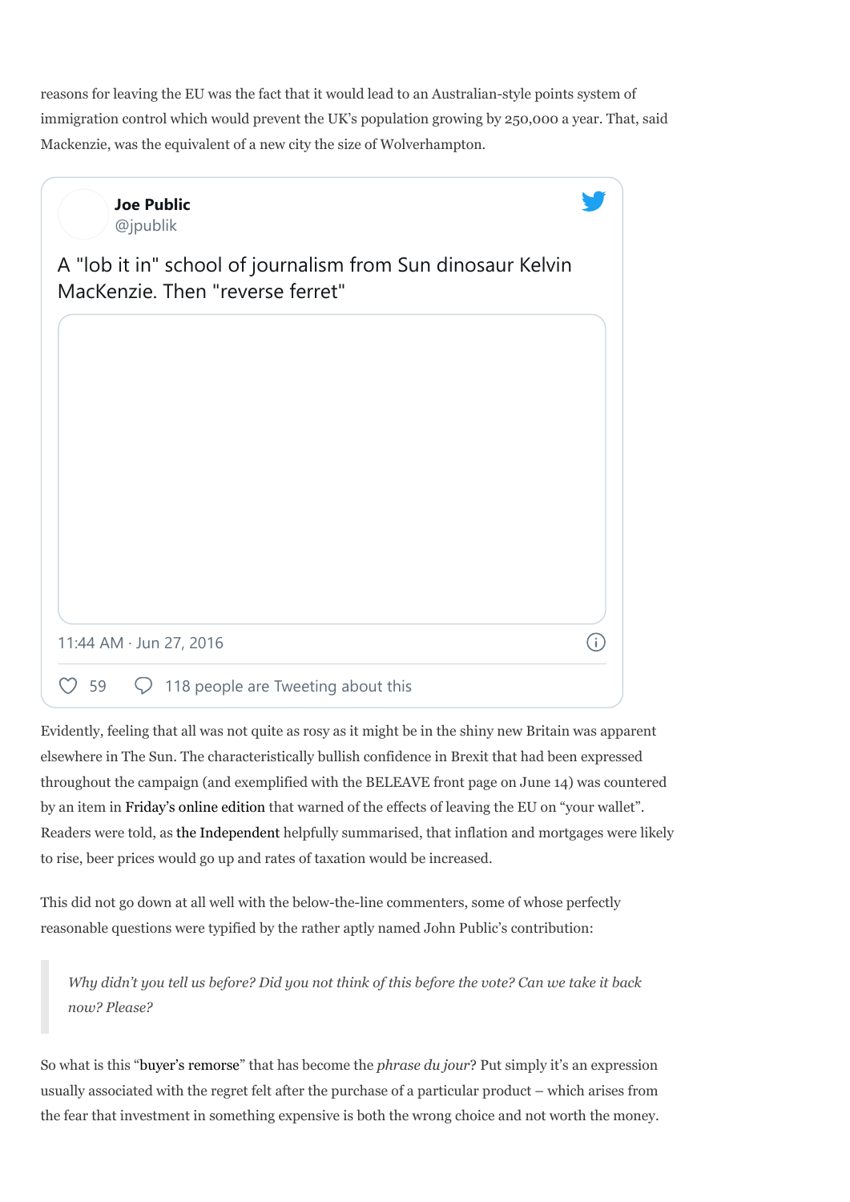reasons for leaving the EU was the fact that it would lead to an Australian-style points system of immigration control which would prevent the UK's population growing by 250,000 a year. That, said Mackenzie, was the equivalent of a new city the size of Wolverhampton.

> **Joe Public** @jpublik
>
> A "lob it in" school of journalism from Sun dinosaur Kelvin MacKenzie. Then "reverse ferret"
>
> 11:44 AM · Jun 27, 2016
>
> 59 · 118 people are Tweeting about this

Evidently, feeling that all was not quite as rosy as it might be in the shiny new Britain was apparent elsewhere in The Sun. The characteristically bullish confidence in Brexit that had been expressed throughout the campaign (and exemplified with the BELEAVE front page on June 14) was countered by an item in Friday's online edition that warned of the effects of leaving the EU on "your wallet". Readers were told, as the Independent helpfully summarised, that inflation and mortgages were likely to rise, beer prices would go up and rates of taxation would be increased.

This did not go down at all well with the below-the-line commenters, some of whose perfectly reasonable questions were typified by the rather aptly named John Public's contribution:

> *Why didn't you tell us before? Did you not think of this before the vote? Can we take it back now? Please?*

So what is this "buyer's remorse" that has become the *phrase du jour*? Put simply it's an expression usually associated with the regret felt after the purchase of a particular product – which arises from the fear that investment in something expensive is both the wrong choice and not worth the money.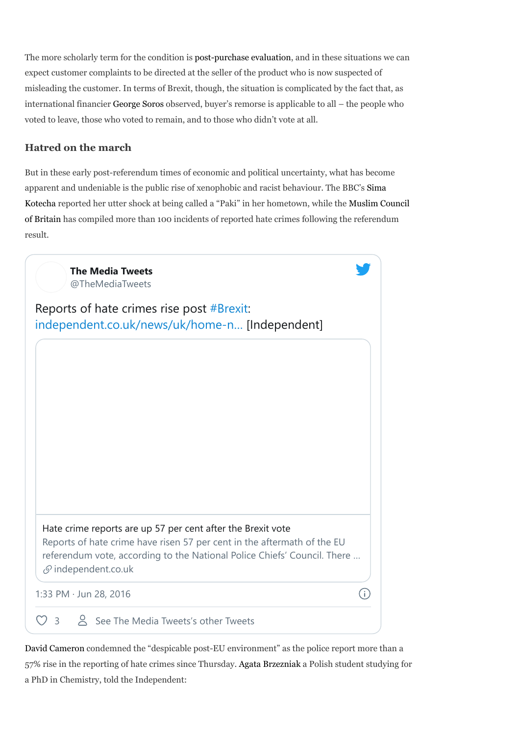The more scholarly term for the condition is post-purchase evaluation, and in these situations we can expect customer complaints to be directed at the seller of the product who is now suspected of misleading the customer. In terms of Brexit, though, the situation is complicated by the fact that, as international financier George Soros observed, buyer's remorse is applicable to all – the people who voted to leave, those who voted to remain, and to those who didn't vote at all.

### Hatred on the march

But in these early post-referendum times of economic and political uncertainty, what has become apparent and undeniable is the public rise of xenophobic and racist behaviour. The BBC's Sima Kotecha reported her utter shock at being called a "Paki" in her hometown, while the Muslim Council of Britain has compiled more than 100 incidents of reported hate crimes following the referendum result.

**The Media Tweets**
@TheMediaTweets

Reports of hate crimes rise post #Brexit: independent.co.uk/news/uk/home-n... [Independent]

Hate crime reports are up 57 per cent after the Brexit vote
Reports of hate crime have risen 57 per cent in the aftermath of the EU referendum vote, according to the National Police Chiefs' Council. There ...
independent.co.uk

1:33 PM · Jun 28, 2016

3 See The Media Tweets's other Tweets

David Cameron condemned the "despicable post-EU environment" as the police report more than a 57% rise in the reporting of hate crimes since Thursday. Agata Brzezniak a Polish student studying for a PhD in Chemistry, told the Independent: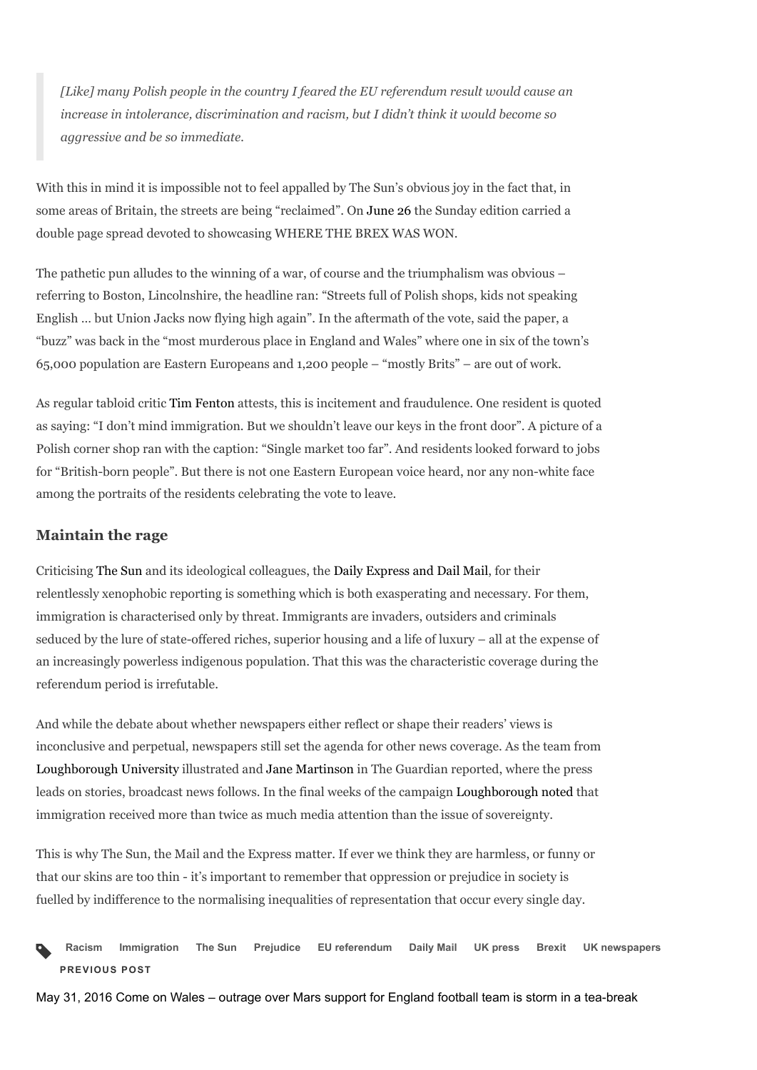> *[Like] many Polish people in the country I feared the EU referendum result would cause an increase in intolerance, discrimination and racism, but I didn't think it would become so aggressive and be so immediate.*

With this in mind it is impossible not to feel appalled by The Sun's obvious joy in the fact that, in some areas of Britain, the streets are being "reclaimed". On June 26 the Sunday edition carried a double page spread devoted to showcasing WHERE THE BREX WAS WON.

The pathetic pun alludes to the winning of a war, of course and the triumphalism was obvious – referring to Boston, Lincolnshire, the headline ran: "Streets full of Polish shops, kids not speaking English … but Union Jacks now flying high again". In the aftermath of the vote, said the paper, a "buzz" was back in the "most murderous place in England and Wales" where one in six of the town's 65,000 population are Eastern Europeans and 1,200 people – "mostly Brits" – are out of work.

As regular tabloid critic Tim Fenton attests, this is incitement and fraudulence. One resident is quoted as saying: "I don't mind immigration. But we shouldn't leave our keys in the front door". A picture of a Polish corner shop ran with the caption: "Single market too far". And residents looked forward to jobs for "British-born people". But there is not one Eastern European voice heard, nor any non-white face among the portraits of the residents celebrating the vote to leave.

### Maintain the rage

Criticising The Sun and its ideological colleagues, the Daily Express and Dail Mail, for their relentlessly xenophobic reporting is something which is both exasperating and necessary. For them, immigration is characterised only by threat. Immigrants are invaders, outsiders and criminals seduced by the lure of state-offered riches, superior housing and a life of luxury – all at the expense of an increasingly powerless indigenous population. That this was the characteristic coverage during the referendum period is irrefutable.

And while the debate about whether newspapers either reflect or shape their readers' views is inconclusive and perpetual, newspapers still set the agenda for other news coverage. As the team from Loughborough University illustrated and Jane Martinson in The Guardian reported, where the press leads on stories, broadcast news follows. In the final weeks of the campaign Loughborough noted that immigration received more than twice as much media attention than the issue of sovereignty.

This is why The Sun, the Mail and the Express matter. If ever we think they are harmless, or funny or that our skins are too thin - it's important to remember that oppression or prejudice in society is fuelled by indifference to the normalising inequalities of representation that occur every single day.

Racism Immigration The Sun Prejudice EU referendum Daily Mail UK press Brexit UK newspapers

**PREVIOUS POST**

May 31, 2016 Come on Wales – outrage over Mars support for England football team is storm in a tea-break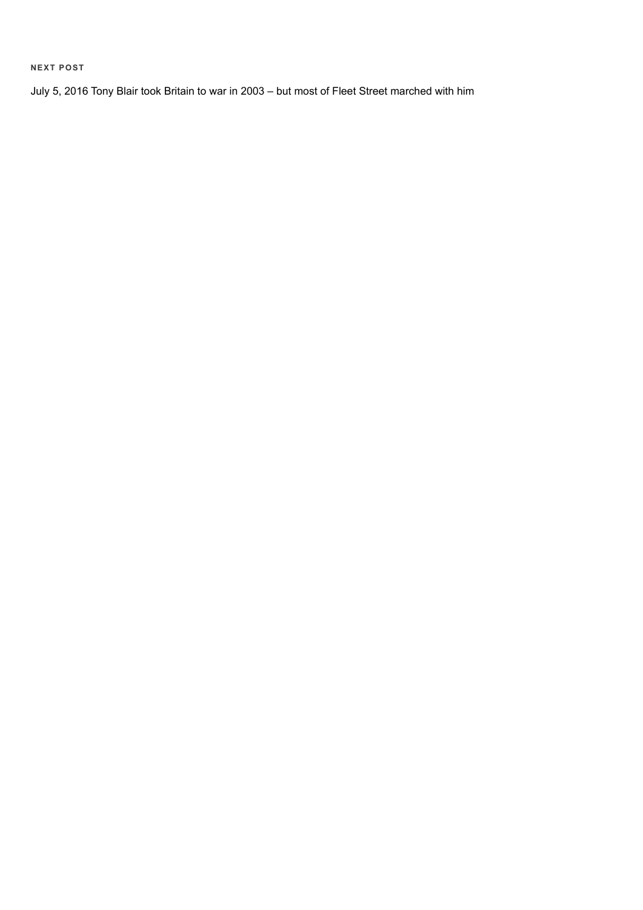**NEXT POST**

July 5, 2016 Tony Blair took Britain to war in 2003 – but most of Fleet Street marched with him